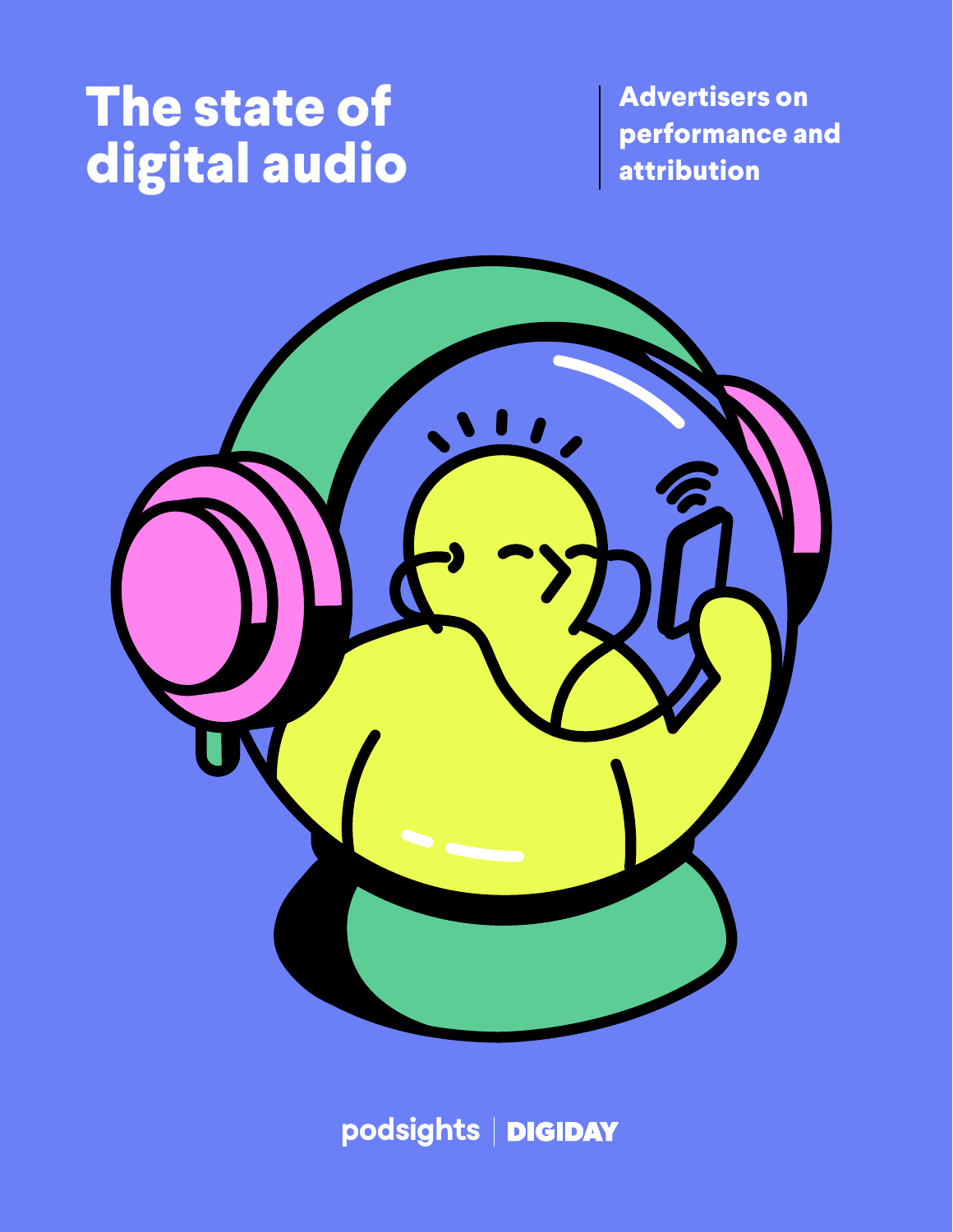# The state of digital audio

Advertisers on performance and attribution

podsights | DIGIDAY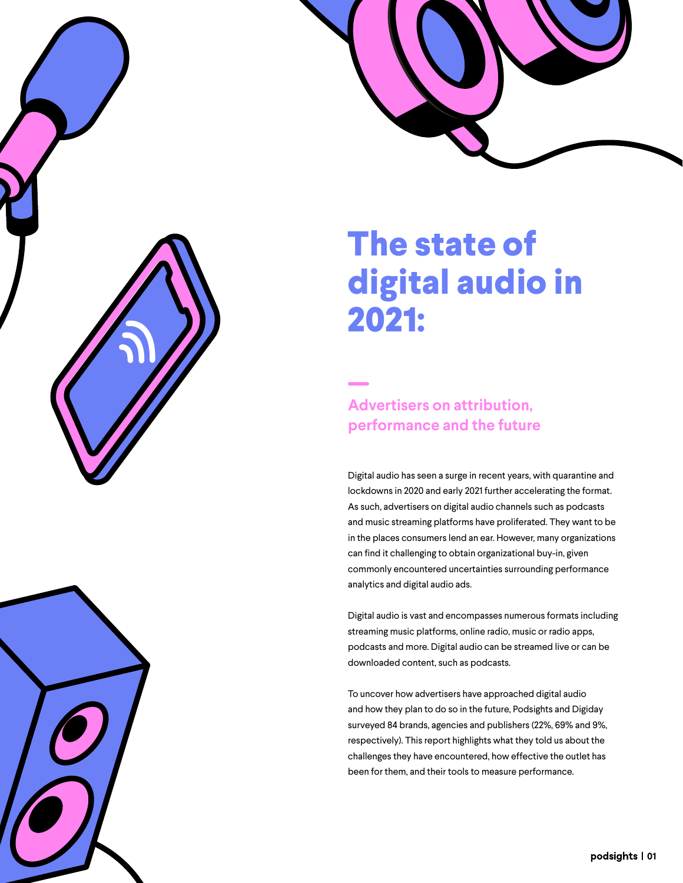# The state of digital audio in 2021:

## Advertisers on attribution, performance and the future

Digital audio has seen a surge in recent years, with quarantine and lockdowns in 2020 and early 2021 further accelerating the format. As such, advertisers on digital audio channels such as podcasts and music streaming platforms have proliferated. They want to be in the places consumers lend an ear. However, many organizations can find it challenging to obtain organizational buy-in, given commonly encountered uncertainties surrounding performance analytics and digital audio ads.

Digital audio is vast and encompasses numerous formats including streaming music platforms, online radio, music or radio apps, podcasts and more. Digital audio can be streamed live or can be downloaded content, such as podcasts.

To uncover how advertisers have approached digital audio and how they plan to do so in the future, Podsights and Digiday surveyed 84 brands, agencies and publishers (22%, 69% and 9%, respectively). This report highlights what they told us about the challenges they have encountered, how effective the outlet has been for them, and their tools to measure performance.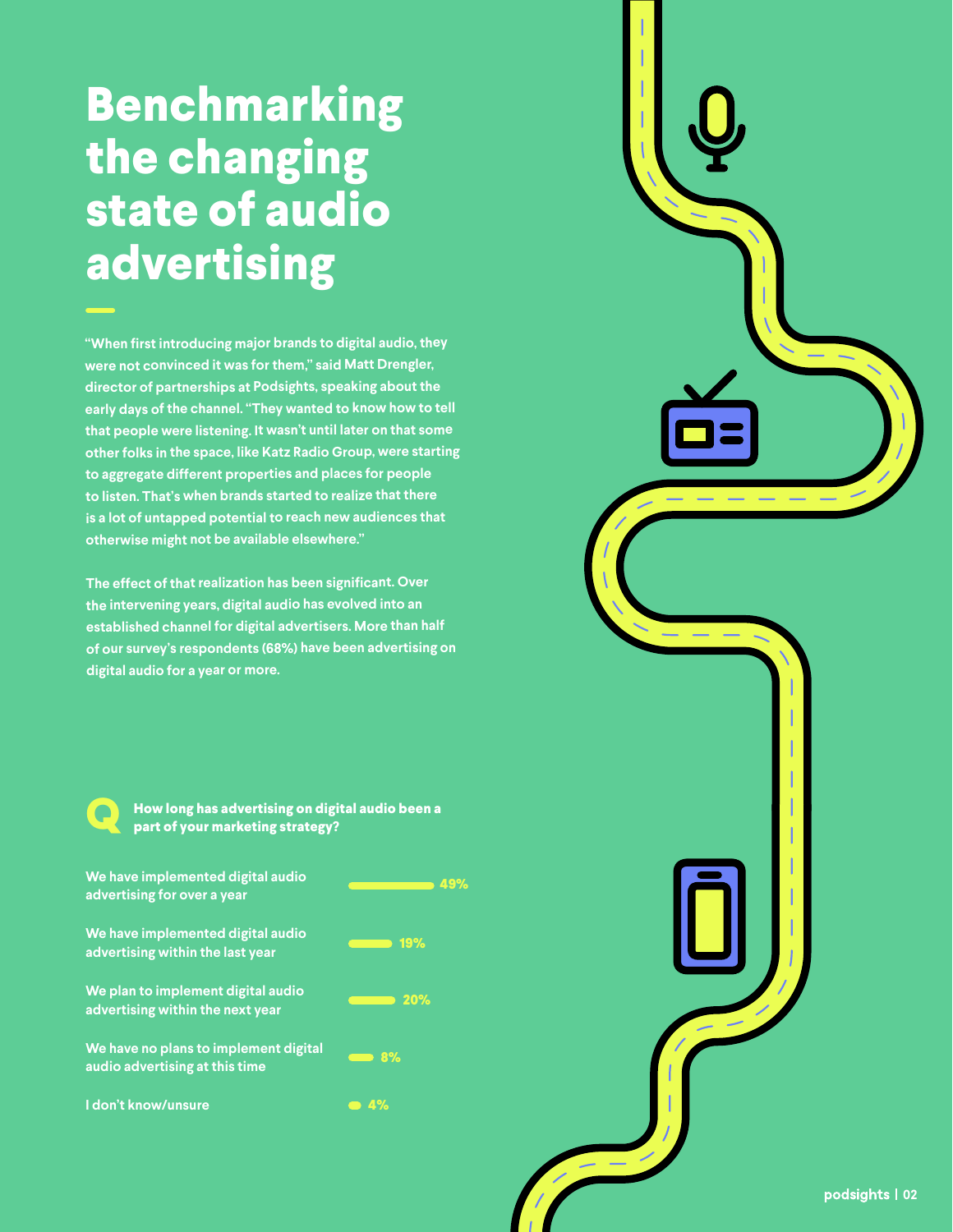# Benchmarking the changing state of audio advertising

"When first introducing major brands to digital audio, they were not convinced it was for them," said Matt Drengler, director of partnerships at Podsights, speaking about the early days of the channel. "They wanted to know how to tell that people were listening. It wasn't until later on that some other folks in the space, like Katz Radio Group, were starting to aggregate different properties and places for people to listen. That's when brands started to realize that there is a lot of untapped potential to reach new audiences that otherwise might not be available elsewhere."

The effect of that realization has been significant. Over the intervening years, digital audio has evolved into an established channel for digital advertisers. More than half of our survey's respondents (68%) have been advertising on digital audio for a year or more.

**Q: How long has advertising on digital audio been a part of your marketing strategy?**

| Response | % |
|---|---|
| We have implemented digital audio advertising for over a year | 49% |
| We have implemented digital audio advertising within the last year | 19% |
| We plan to implement digital audio advertising within the next year | 20% |
| We have no plans to implement digital audio advertising at this time | 8% |
| I don't know/unsure | 4% |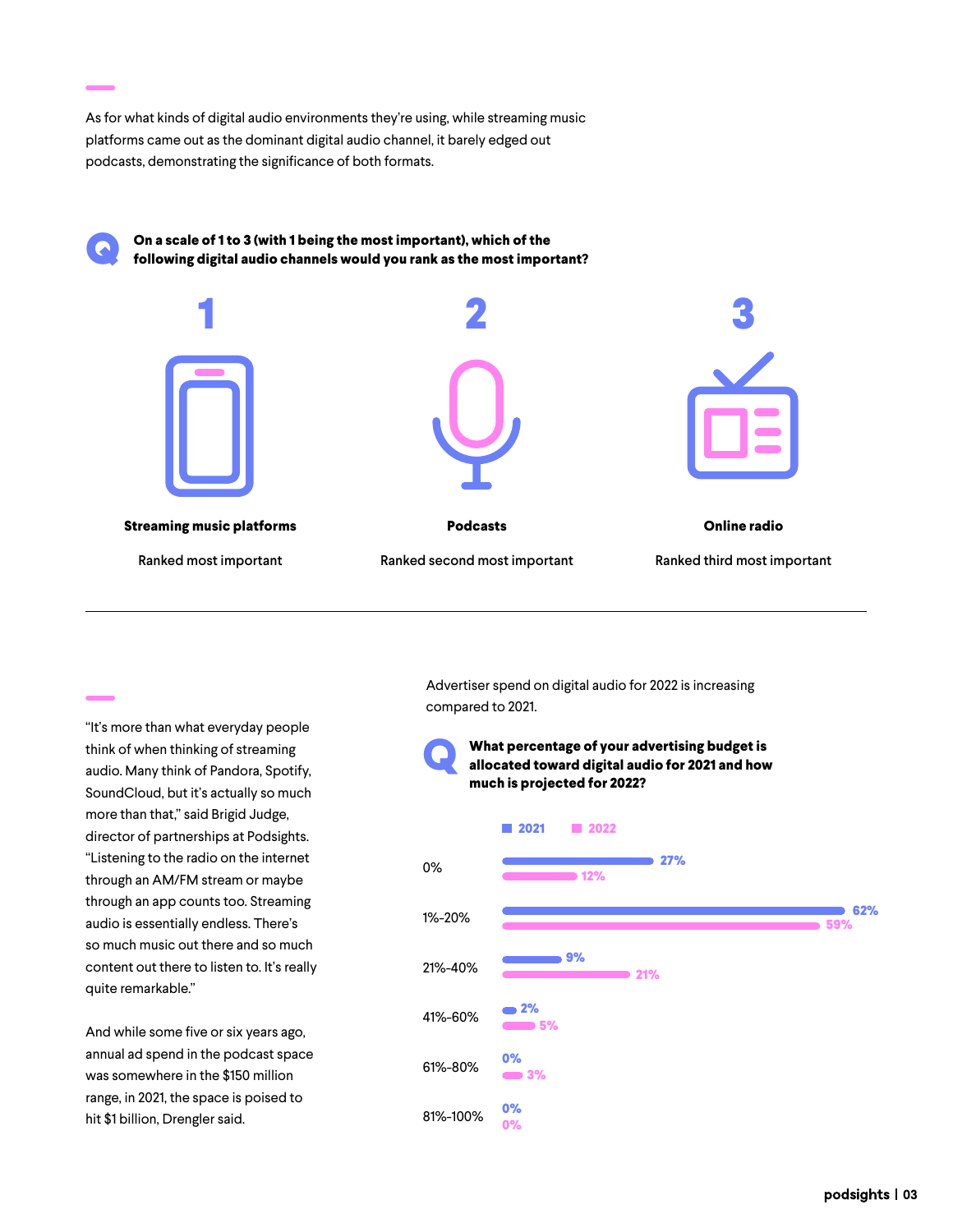As for what kinds of digital audio environments they're using, while streaming music platforms came out as the dominant digital audio channel, it barely edged out podcasts, demonstrating the significance of both formats.

**On a scale of 1 to 3 (with 1 being the most important), which of the following digital audio channels would you rank as the most important?**

| Rank | Channel | Result |
| --- | --- | --- |
| 1 | **Streaming music platforms** | Ranked most important |
| 2 | **Podcasts** | Ranked second most important |
| 3 | **Online radio** | Ranked third most important |

"It's more than what everyday people think of when thinking of streaming audio. Many think of Pandora, Spotify, SoundCloud, but it's actually so much more than that," said Brigid Judge, director of partnerships at Podsights. "Listening to the radio on the internet through an AM/FM stream or maybe through an app counts too. Streaming audio is essentially endless. There's so much music out there and so much content out there to listen to. It's really quite remarkable."

And while some five or six years ago, annual ad spend in the podcast space was somewhere in the $150 million range, in 2021, the space is poised to hit $1 billion, Drengler said.

Advertiser spend on digital audio for 2022 is increasing compared to 2021.

**What percentage of your advertising budget is allocated toward digital audio for 2021 and how much is projected for 2022?**

| | 2021 | 2022 |
| --- | --- | --- |
| 0% | 27% | 12% |
| 1%-20% | 62% | 59% |
| 21%-40% | 9% | 21% |
| 41%-60% | 2% | 5% |
| 61%-80% | 0% | 3% |
| 81%-100% | 0% | 0% |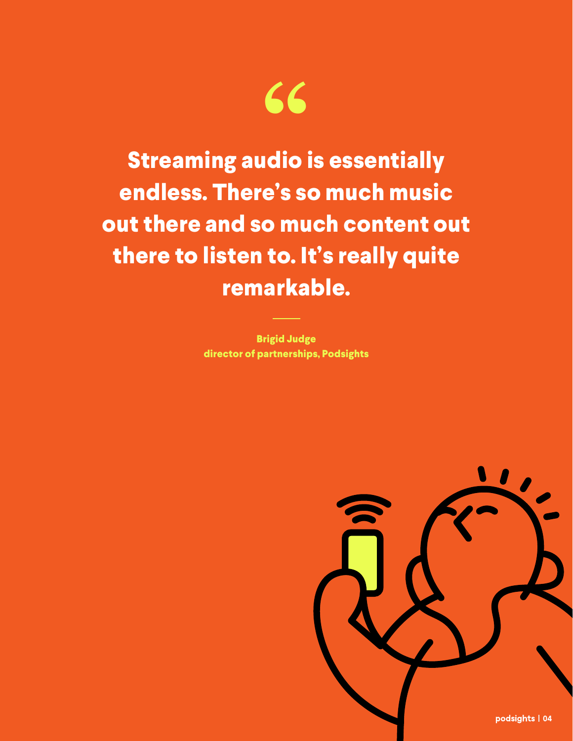> Streaming audio is essentially endless. There's so much music out there and so much content out there to listen to. It's really quite remarkable.

**Brigid Judge**
**director of partnerships, Podsights**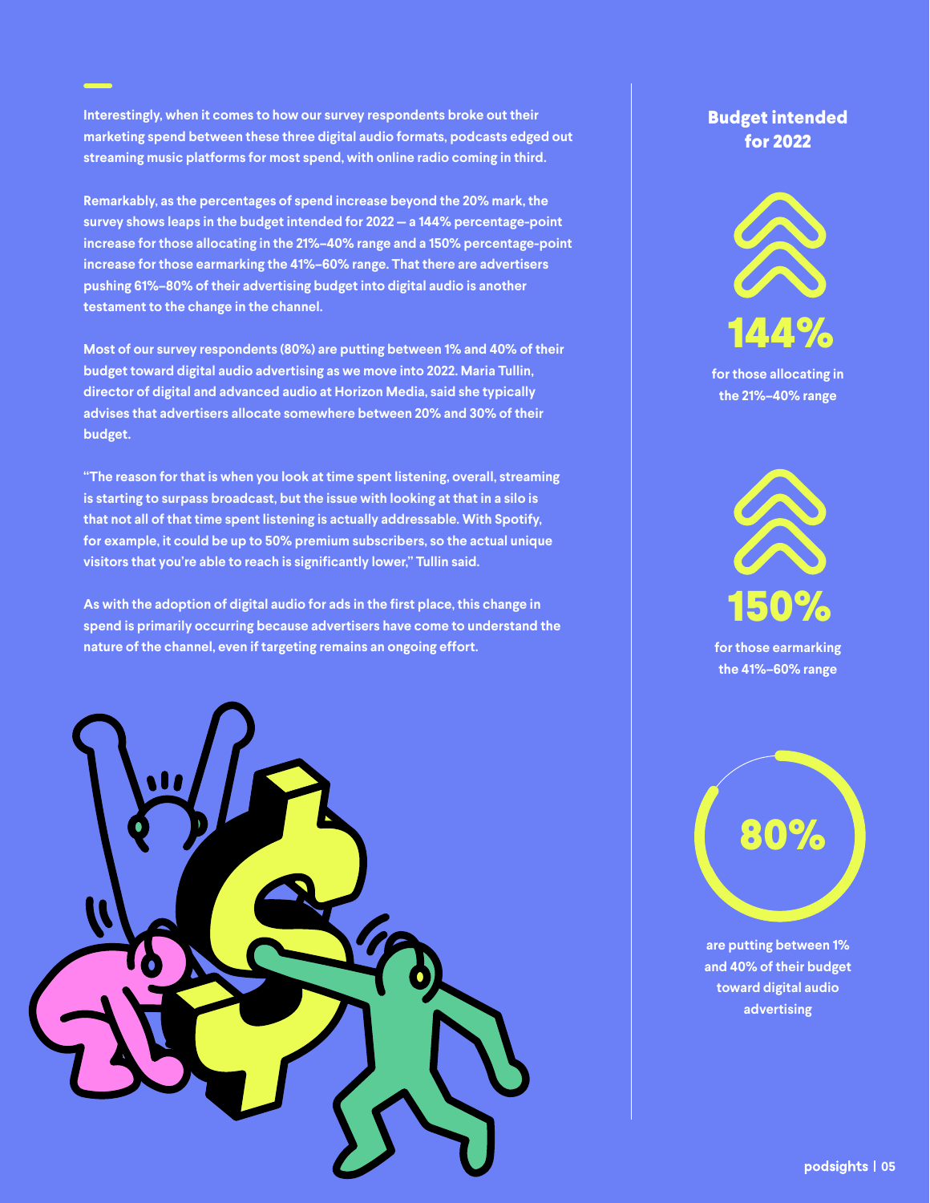Interestingly, when it comes to how our survey respondents broke out their marketing spend between these three digital audio formats, podcasts edged out streaming music platforms for most spend, with online radio coming in third.

Remarkably, as the percentages of spend increase beyond the 20% mark, the survey shows leaps in the budget intended for 2022 — a 144% percentage-point increase for those allocating in the 21%–40% range and a 150% percentage-point increase for those earmarking the 41%–60% range. That there are advertisers pushing 61%–80% of their advertising budget into digital audio is another testament to the change in the channel.

Most of our survey respondents (80%) are putting between 1% and 40% of their budget toward digital audio advertising as we move into 2022. Maria Tullin, director of digital and advanced audio at Horizon Media, said she typically advises that advertisers allocate somewhere between 20% and 30% of their budget.

"The reason for that is when you look at time spent listening, overall, streaming is starting to surpass broadcast, but the issue with looking at that in a silo is that not all of that time spent listening is actually addressable. With Spotify, for example, it could be up to 50% premium subscribers, so the actual unique visitors that you're able to reach is significantly lower," Tullin said.

As with the adoption of digital audio for ads in the first place, this change in spend is primarily occurring because advertisers have come to understand the nature of the channel, even if targeting remains an ongoing effort.

## Budget intended for 2022

**144%**

for those allocating in the 21%–40% range

**150%**

for those earmarking the 41%–60% range

**80%**

are putting between 1% and 40% of their budget toward digital audio advertising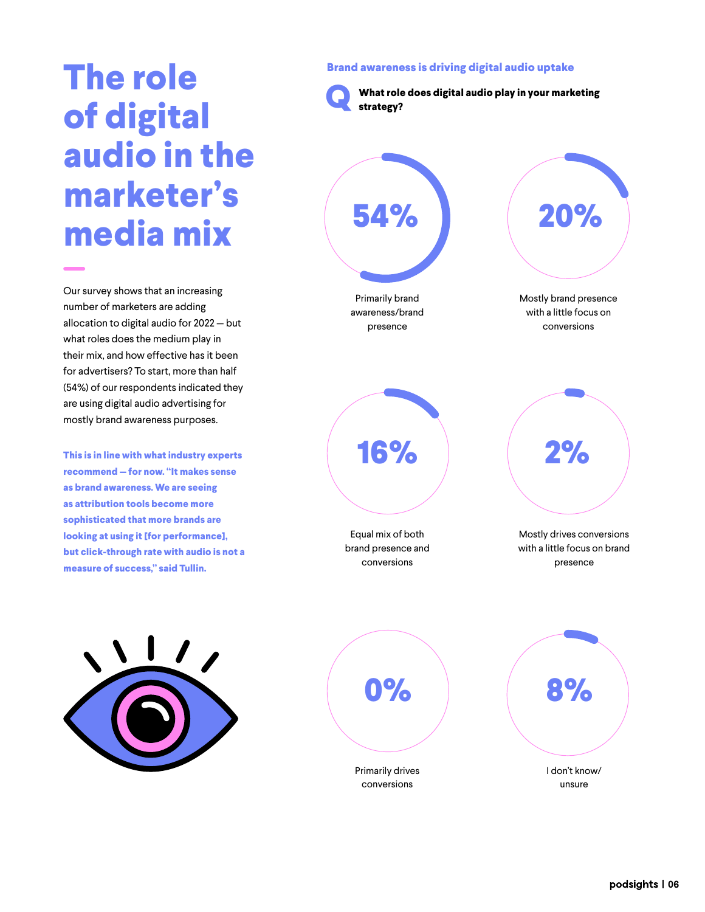# The role of digital audio in the marketer's media mix

Our survey shows that an increasing number of marketers are adding allocation to digital audio for 2022 — but what roles does the medium play in their mix, and how effective has it been for advertisers? To start, more than half (54%) of our respondents indicated they are using digital audio advertising for mostly brand awareness purposes.

**This is in line with what industry experts recommend — for now. "It makes sense as brand awareness. We are seeing as attribution tools become more sophisticated that more brands are looking at using it [for performance], but click-through rate with audio is not a measure of success," said Tullin.**

## Brand awareness is driving digital audio uptake

**Q: What role does digital audio play in your marketing strategy?**

| Response | % |
|---|---|
| Primarily brand awareness/brand presence | 54% |
| Mostly brand presence with a little focus on conversions | 20% |
| Equal mix of both brand presence and conversions | 16% |
| Mostly drives conversions with a little focus on brand presence | 2% |
| Primarily drives conversions | 0% |
| I don't know/ unsure | 8% |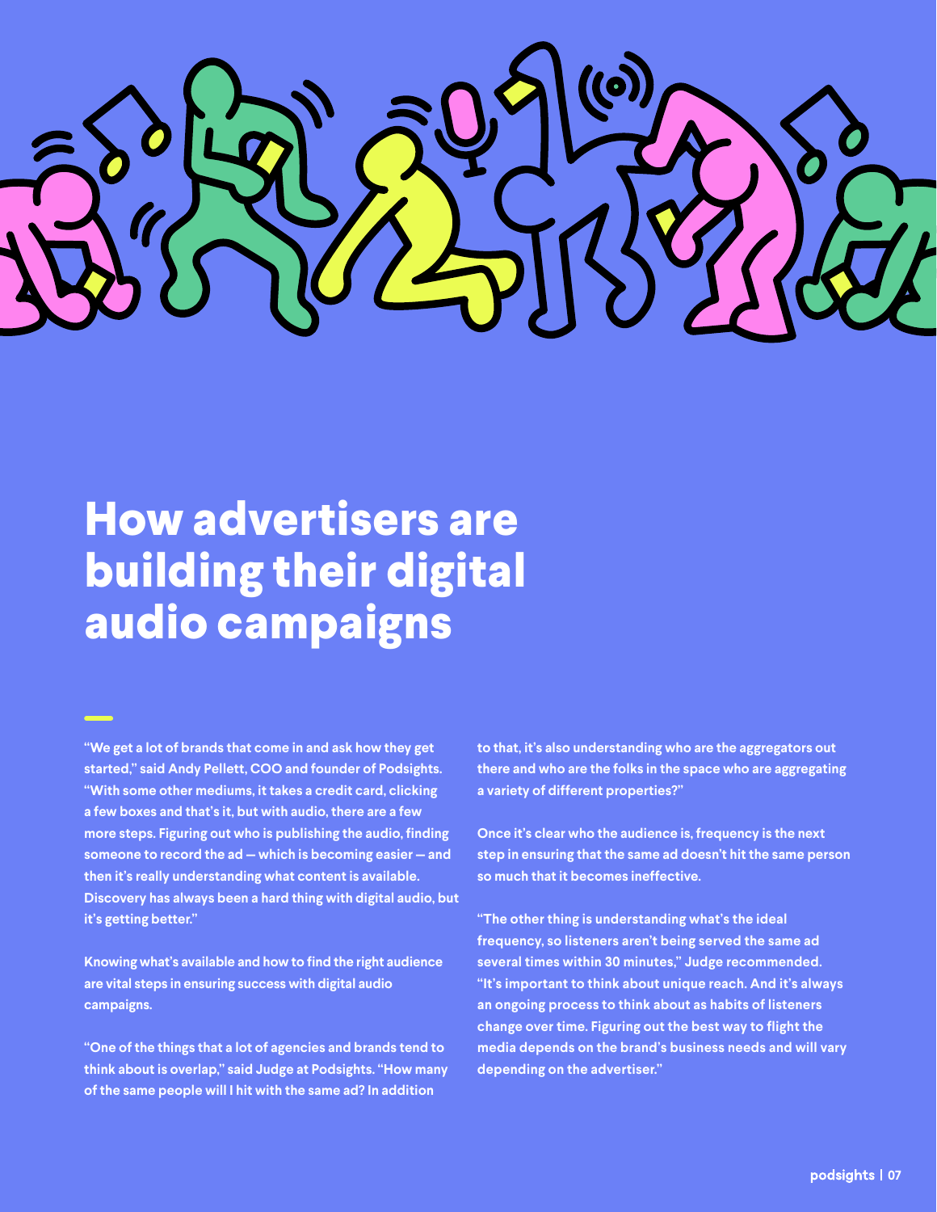# How advertisers are building their digital audio campaigns

"We get a lot of brands that come in and ask how they get started," said Andy Pellett, COO and founder of Podsights. "With some other mediums, it takes a credit card, clicking a few boxes and that's it, but with audio, there are a few more steps. Figuring out who is publishing the audio, finding someone to record the ad — which is becoming easier — and then it's really understanding what content is available. Discovery has always been a hard thing with digital audio, but it's getting better."

Knowing what's available and how to find the right audience are vital steps in ensuring success with digital audio campaigns.

"One of the things that a lot of agencies and brands tend to think about is overlap," said Judge at Podsights. "How many of the same people will I hit with the same ad? In addition to that, it's also understanding who are the aggregators out there and who are the folks in the space who are aggregating a variety of different properties?"

Once it's clear who the audience is, frequency is the next step in ensuring that the same ad doesn't hit the same person so much that it becomes ineffective.

"The other thing is understanding what's the ideal frequency, so listeners aren't being served the same ad several times within 30 minutes," Judge recommended. "It's important to think about unique reach. And it's always an ongoing process to think about as habits of listeners change over time. Figuring out the best way to flight the media depends on the brand's business needs and will vary depending on the advertiser."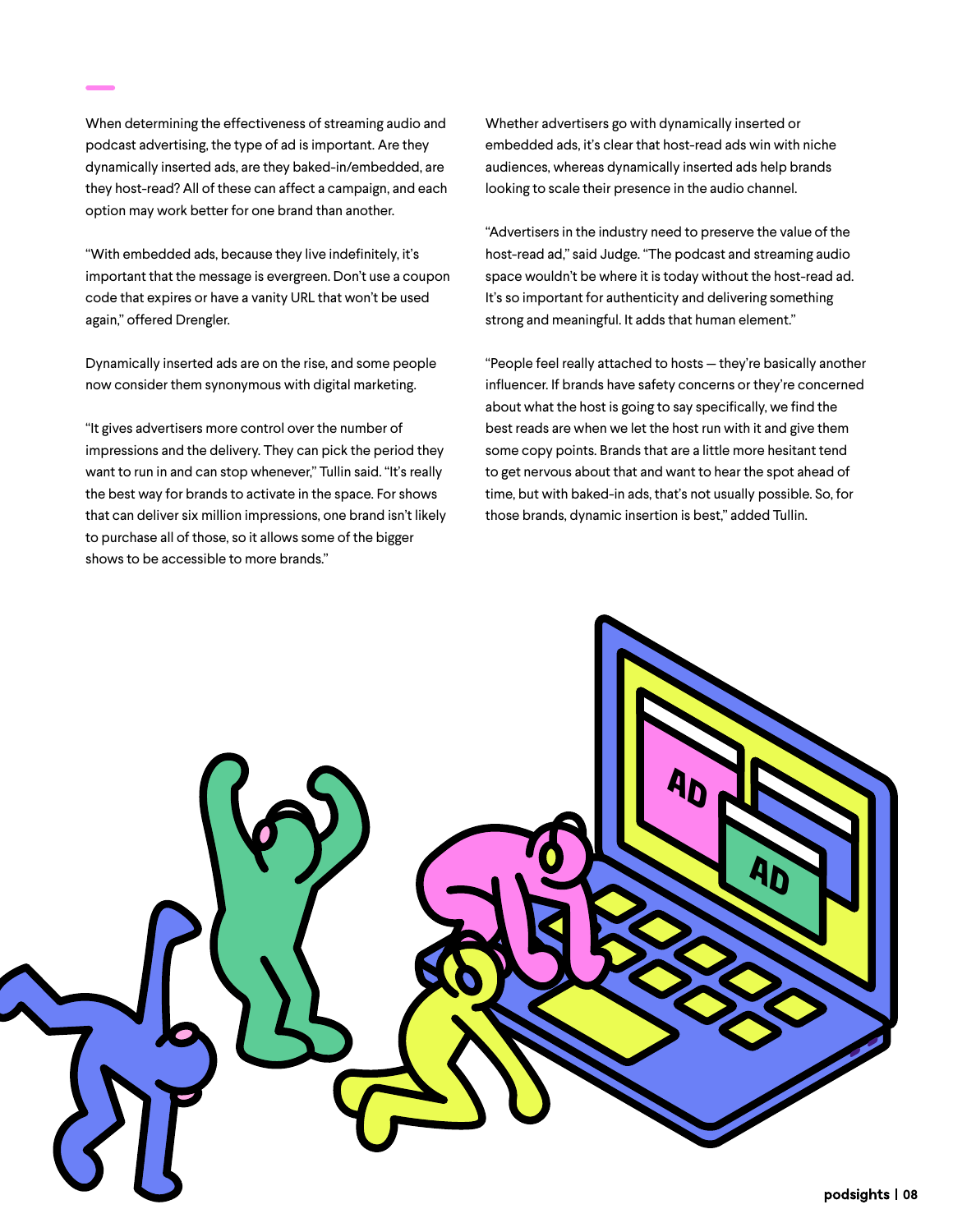When determining the effectiveness of streaming audio and podcast advertising, the type of ad is important. Are they dynamically inserted ads, are they baked-in/embedded, are they host-read? All of these can affect a campaign, and each option may work better for one brand than another.

"With embedded ads, because they live indefinitely, it's important that the message is evergreen. Don't use a coupon code that expires or have a vanity URL that won't be used again," offered Drengler.

Dynamically inserted ads are on the rise, and some people now consider them synonymous with digital marketing.

"It gives advertisers more control over the number of impressions and the delivery. They can pick the period they want to run in and can stop whenever," Tullin said. "It's really the best way for brands to activate in the space. For shows that can deliver six million impressions, one brand isn't likely to purchase all of those, so it allows some of the bigger shows to be accessible to more brands."

Whether advertisers go with dynamically inserted or embedded ads, it's clear that host-read ads win with niche audiences, whereas dynamically inserted ads help brands looking to scale their presence in the audio channel.

"Advertisers in the industry need to preserve the value of the host-read ad," said Judge. "The podcast and streaming audio space wouldn't be where it is today without the host-read ad. It's so important for authenticity and delivering something strong and meaningful. It adds that human element."

"People feel really attached to hosts — they're basically another influencer. If brands have safety concerns or they're concerned about what the host is going to say specifically, we find the best reads are when we let the host run with it and give them some copy points. Brands that are a little more hesitant tend to get nervous about that and want to hear the spot ahead of time, but with baked-in ads, that's not usually possible. So, for those brands, dynamic insertion is best," added Tullin.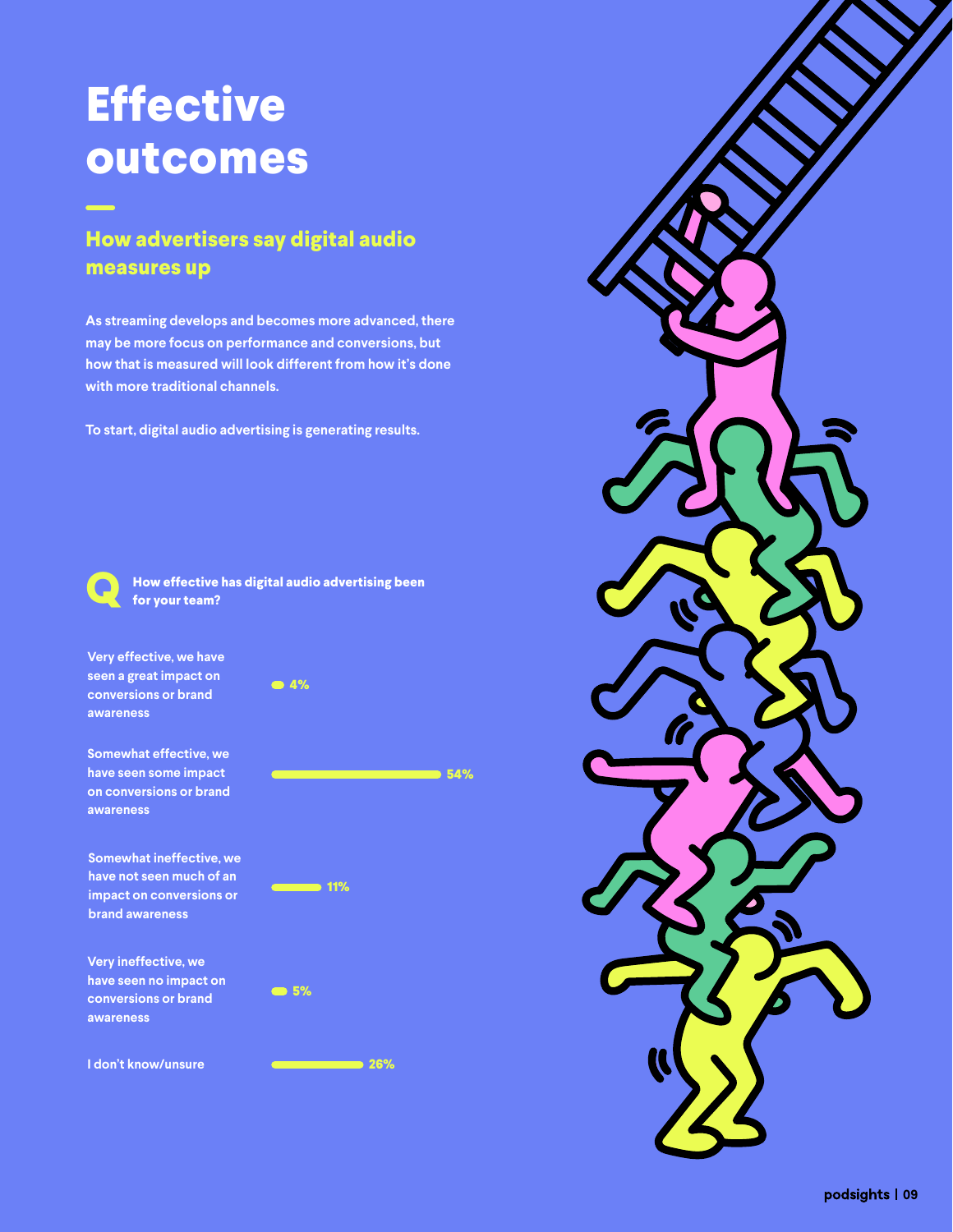# Effective outcomes

## How advertisers say digital audio measures up

As streaming develops and becomes more advanced, there may be more focus on performance and conversions, but how that is measured will look different from how it's done with more traditional channels.

To start, digital audio advertising is generating results.

**Q: How effective has digital audio advertising been for your team?**

| Response | % |
| --- | --- |
| Very effective, we have seen a great impact on conversions or brand awareness | 4% |
| Somewhat effective, we have seen some impact on conversions or brand awareness | 54% |
| Somewhat ineffective, we have not seen much of an impact on conversions or brand awareness | 11% |
| Very ineffective, we have seen no impact on conversions or brand awareness | 5% |
| I don't know/unsure | 26% |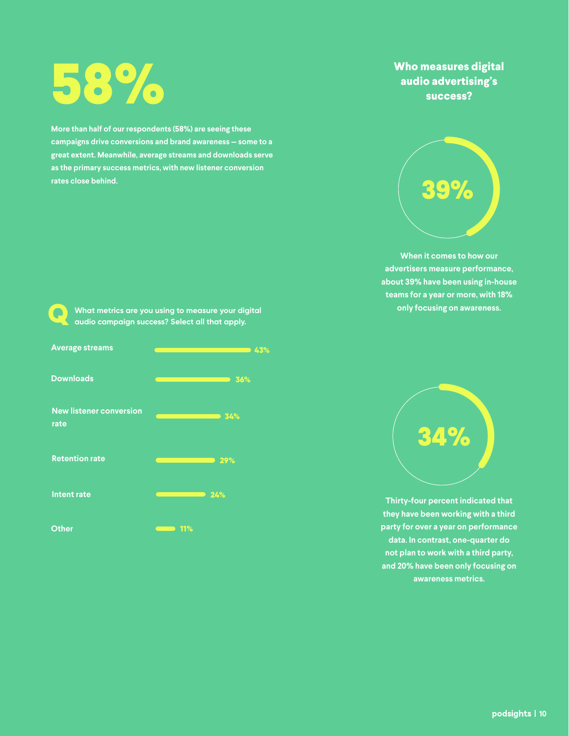# 58%

More than half of our respondents (58%) are seeing these campaigns drive conversions and brand awareness — some to a great extent. Meanwhile, average streams and downloads serve as the primary success metrics, with new listener conversion rates close behind.

**Q** What metrics are you using to measure your digital audio campaign success? Select all that apply.

| Metric | Percentage |
| --- | --- |
| Average streams | 43% |
| Downloads | 36% |
| New listener conversion rate | 34% |
| Retention rate | 29% |
| Intent rate | 24% |
| Other | 11% |

## Who measures digital audio advertising's success?

**39%**

When it comes to how our advertisers measure performance, about 39% have been using in-house teams for a year or more, with 18% only focusing on awareness.

**34%**

Thirty-four percent indicated that they have been working with a third party for over a year on performance data. In contrast, one-quarter do not plan to work with a third party, and 20% have been only focusing on awareness metrics.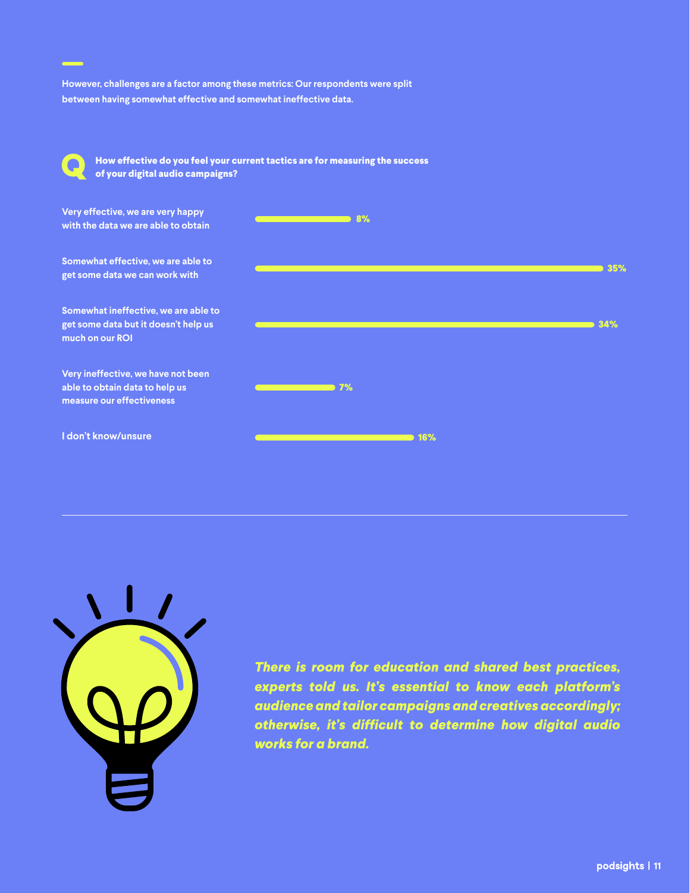However, challenges are a factor among these metrics: Our respondents were split between having somewhat effective and somewhat ineffective data.

**Q: How effective do you feel your current tactics are for measuring the success of your digital audio campaigns?**

| Response | Percentage |
| --- | --- |
| Very effective, we are very happy with the data we are able to obtain | 8% |
| Somewhat effective, we are able to get some data we can work with | 35% |
| Somewhat ineffective, we are able to get some data but it doesn't help us much on our ROI | 34% |
| Very ineffective, we have not been able to obtain data to help us measure our effectiveness | 7% |
| I don't know/unsure | 16% |

---

***There is room for education and shared best practices, experts told us. It's essential to know each platform's audience and tailor campaigns and creatives accordingly; otherwise, it's difficult to determine how digital audio works for a brand.***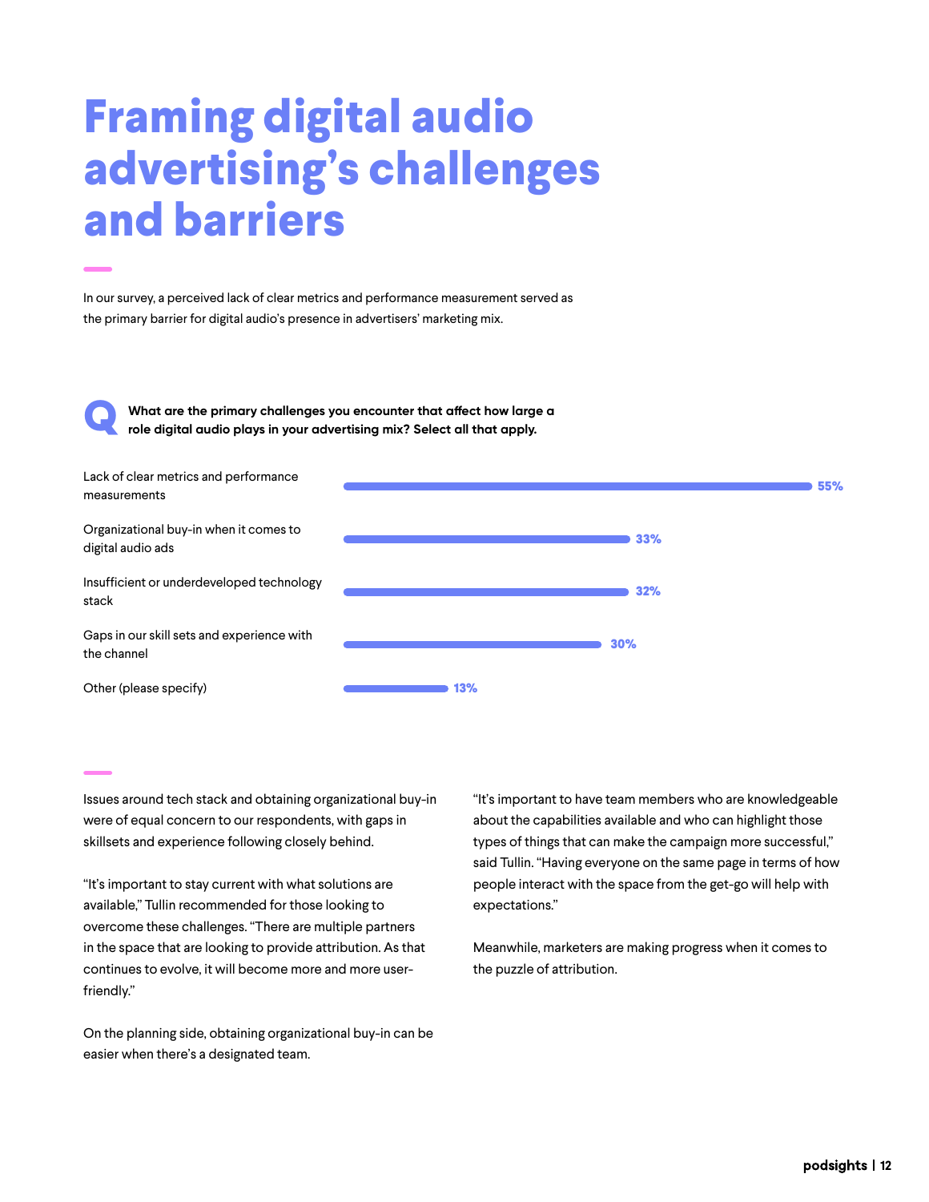# Framing digital audio advertising's challenges and barriers

In our survey, a perceived lack of clear metrics and performance measurement served as the primary barrier for digital audio's presence in advertisers' marketing mix.

**Q: What are the primary challenges you encounter that affect how large a role digital audio plays in your advertising mix? Select all that apply.**

| Challenge | Percentage |
| --- | --- |
| Lack of clear metrics and performance measurements | 55% |
| Organizational buy-in when it comes to digital audio ads | 33% |
| Insufficient or underdeveloped technology stack | 32% |
| Gaps in our skill sets and experience with the channel | 30% |
| Other (please specify) | 13% |

Issues around tech stack and obtaining organizational buy-in were of equal concern to our respondents, with gaps in skillsets and experience following closely behind.

"It's important to stay current with what solutions are available," Tullin recommended for those looking to overcome these challenges. "There are multiple partners in the space that are looking to provide attribution. As that continues to evolve, it will become more and more user-friendly."

On the planning side, obtaining organizational buy-in can be easier when there's a designated team.

"It's important to have team members who are knowledgeable about the capabilities available and who can highlight those types of things that can make the campaign more successful," said Tullin. "Having everyone on the same page in terms of how people interact with the space from the get-go will help with expectations."

Meanwhile, marketers are making progress when it comes to the puzzle of attribution.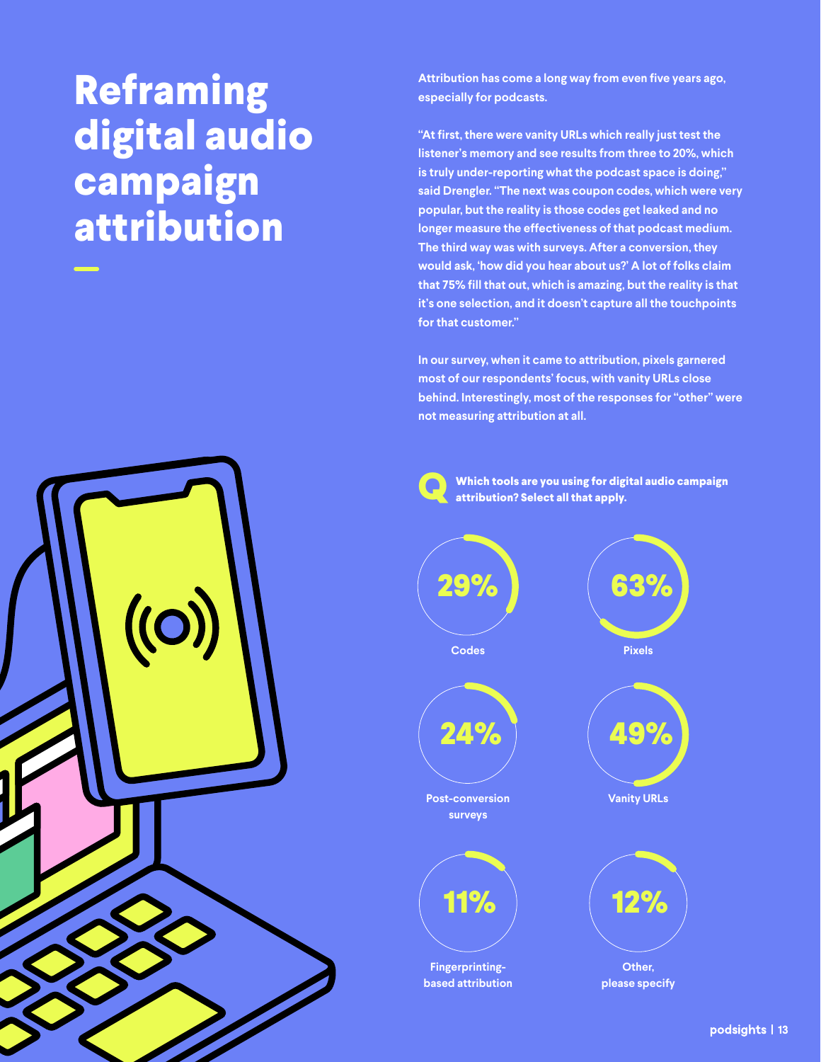# Reframing digital audio campaign attribution

Attribution has come a long way from even five years ago, especially for podcasts.

"At first, there were vanity URLs which really just test the listener's memory and see results from three to 20%, which is truly under-reporting what the podcast space is doing," said Drengler. "The next was coupon codes, which were very popular, but the reality is those codes get leaked and no longer measure the effectiveness of that podcast medium. The third way was with surveys. After a conversion, they would ask, 'how did you hear about us?' A lot of folks claim that 75% fill that out, which is amazing, but the reality is that it's one selection, and it doesn't capture all the touchpoints for that customer."

In our survey, when it came to attribution, pixels garnered most of our respondents' focus, with vanity URLs close behind. Interestingly, most of the responses for "other" were not measuring attribution at all.

**Q: Which tools are you using for digital audio campaign attribution? Select all that apply.**

| Tool | Percentage |
| --- | --- |
| Codes | 29% |
| Pixels | 63% |
| Post-conversion surveys | 24% |
| Vanity URLs | 49% |
| Fingerprinting-based attribution | 11% |
| Other, please specify | 12% |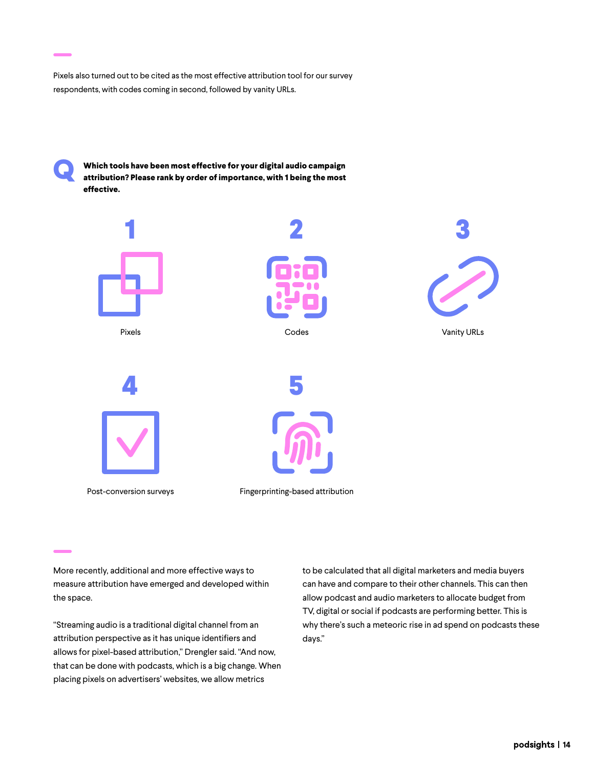Pixels also turned out to be cited as the most effective attribution tool for our survey respondents, with codes coming in second, followed by vanity URLs.

**Q Which tools have been most effective for your digital audio campaign attribution? Please rank by order of importance, with 1 being the most effective.**

1. Pixels
2. Codes
3. Vanity URLs
4. Post-conversion surveys
5. Fingerprinting-based attribution

More recently, additional and more effective ways to measure attribution have emerged and developed within the space.

"Streaming audio is a traditional digital channel from an attribution perspective as it has unique identifiers and allows for pixel-based attribution," Drengler said. "And now, that can be done with podcasts, which is a big change. When placing pixels on advertisers' websites, we allow metrics to be calculated that all digital marketers and media buyers can have and compare to their other channels. This can then allow podcast and audio marketers to allocate budget from TV, digital or social if podcasts are performing better. This is why there's such a meteoric rise in ad spend on podcasts these days."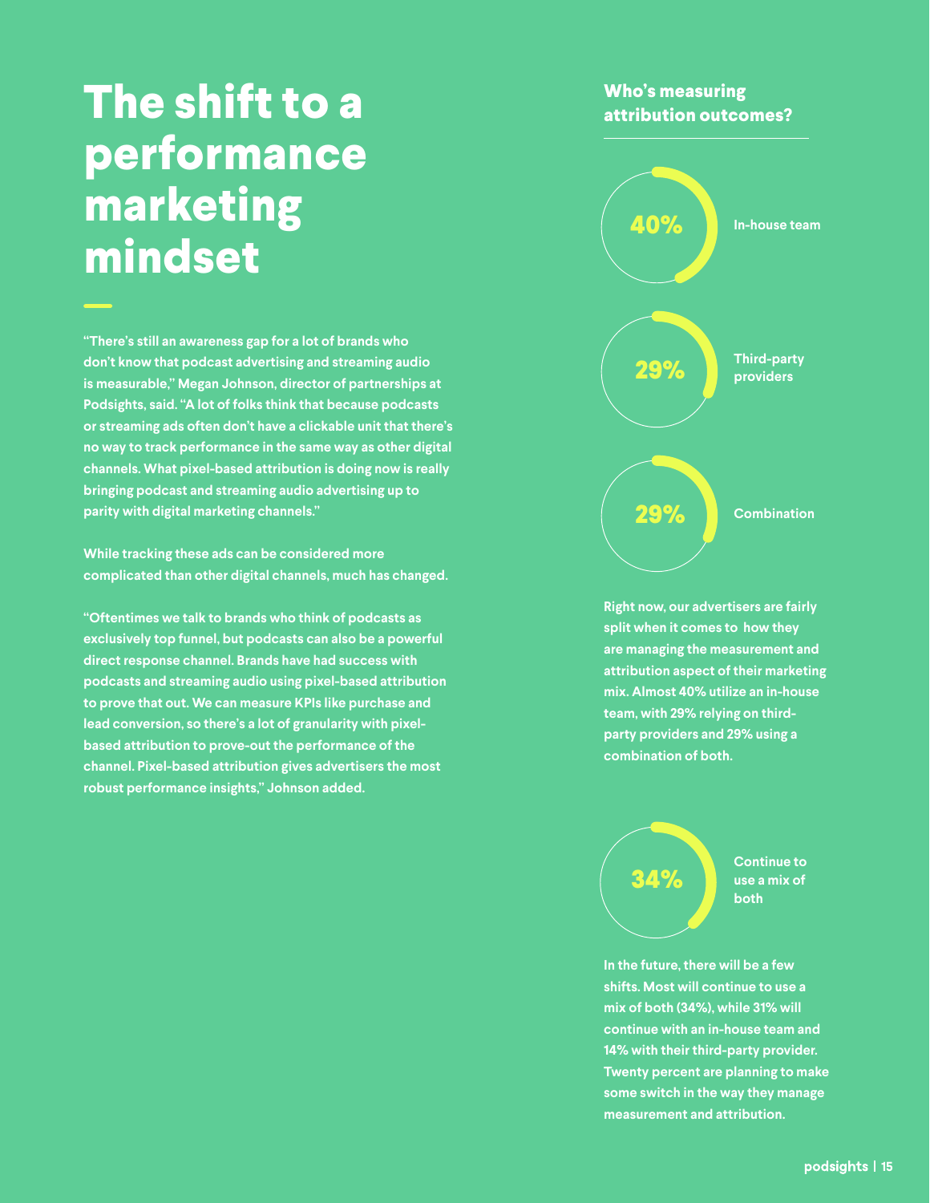# The shift to a performance marketing mindset

"There's still an awareness gap for a lot of brands who don't know that podcast advertising and streaming audio is measurable," Megan Johnson, director of partnerships at Podsights, said. "A lot of folks think that because podcasts or streaming ads often don't have a clickable unit that there's no way to track performance in the same way as other digital channels. What pixel-based attribution is doing now is really bringing podcast and streaming audio advertising up to parity with digital marketing channels."

While tracking these ads can be considered more complicated than other digital channels, much has changed.

"Oftentimes we talk to brands who think of podcasts as exclusively top funnel, but podcasts can also be a powerful direct response channel. Brands have had success with podcasts and streaming audio using pixel-based attribution to prove that out. We can measure KPIs like purchase and lead conversion, so there's a lot of granularity with pixel-based attribution to prove-out the performance of the channel. Pixel-based attribution gives advertisers the most robust performance insights," Johnson added.

## Who's measuring attribution outcomes?

**40%** In-house team

**29%** Third-party providers

**29%** Combination

Right now, our advertisers are fairly split when it comes to how they are managing the measurement and attribution aspect of their marketing mix. Almost 40% utilize an in-house team, with 29% relying on third-party providers and 29% using a combination of both.

**34%** Continue to use a mix of both

In the future, there will be a few shifts. Most will continue to use a mix of both (34%), while 31% will continue with an in-house team and 14% with their third-party provider. Twenty percent are planning to make some switch in the way they manage measurement and attribution.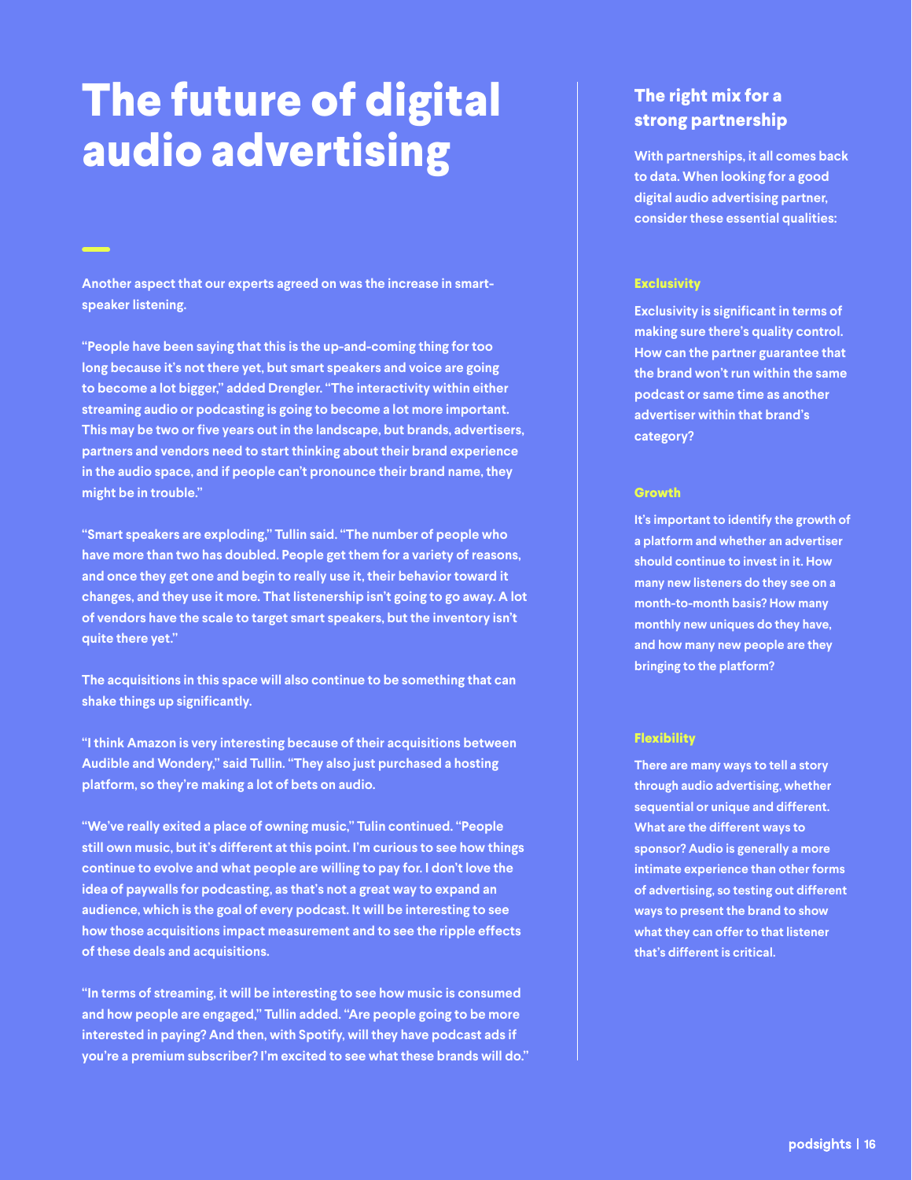# The future of digital audio advertising

Another aspect that our experts agreed on was the increase in smart-speaker listening.

"People have been saying that this is the up-and-coming thing for too long because it's not there yet, but smart speakers and voice are going to become a lot bigger," added Drengler. "The interactivity within either streaming audio or podcasting is going to become a lot more important. This may be two or five years out in the landscape, but brands, advertisers, partners and vendors need to start thinking about their brand experience in the audio space, and if people can't pronounce their brand name, they might be in trouble."

"Smart speakers are exploding," Tullin said. "The number of people who have more than two has doubled. People get them for a variety of reasons, and once they get one and begin to really use it, their behavior toward it changes, and they use it more. That listenership isn't going to go away. A lot of vendors have the scale to target smart speakers, but the inventory isn't quite there yet."

The acquisitions in this space will also continue to be something that can shake things up significantly.

"I think Amazon is very interesting because of their acquisitions between Audible and Wondery," said Tullin. "They also just purchased a hosting platform, so they're making a lot of bets on audio.

"We've really exited a place of owning music," Tulin continued. "People still own music, but it's different at this point. I'm curious to see how things continue to evolve and what people are willing to pay for. I don't love the idea of paywalls for podcasting, as that's not a great way to expand an audience, which is the goal of every podcast. It will be interesting to see how those acquisitions impact measurement and to see the ripple effects of these deals and acquisitions.

"In terms of streaming, it will be interesting to see how music is consumed and how people are engaged," Tullin added. "Are people going to be more interested in paying? And then, with Spotify, will they have podcast ads if you're a premium subscriber? I'm excited to see what these brands will do."

## The right mix for a strong partnership

With partnerships, it all comes back to data. When looking for a good digital audio advertising partner, consider these essential qualities:

### Exclusivity

Exclusivity is significant in terms of making sure there's quality control. How can the partner guarantee that the brand won't run within the same podcast or same time as another advertiser within that brand's category?

### Growth

It's important to identify the growth of a platform and whether an advertiser should continue to invest in it. How many new listeners do they see on a month-to-month basis? How many monthly new uniques do they have, and how many new people are they bringing to the platform?

### Flexibility

There are many ways to tell a story through audio advertising, whether sequential or unique and different. What are the different ways to sponsor? Audio is generally a more intimate experience than other forms of advertising, so testing out different ways to present the brand to show what they can offer to that listener that's different is critical.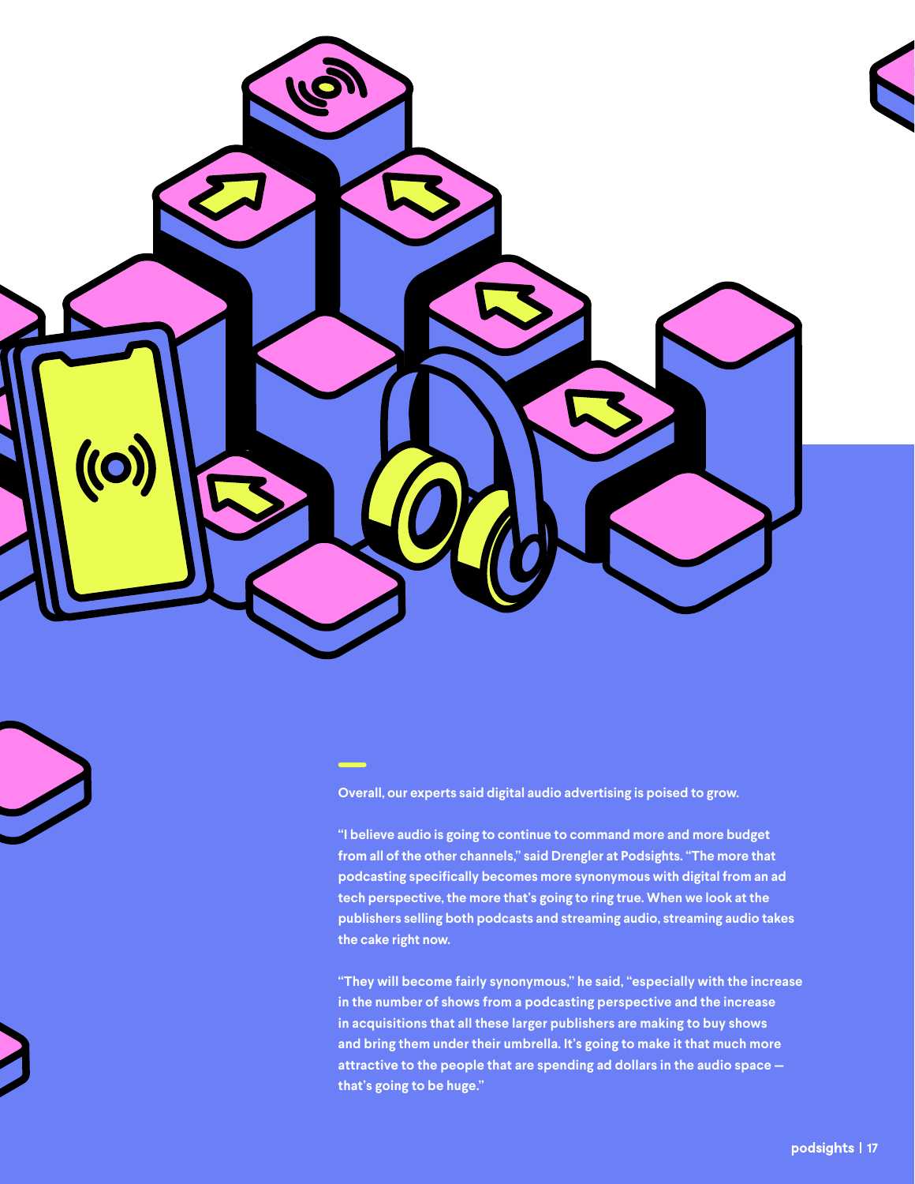Overall, our experts said digital audio advertising is poised to grow.

"I believe audio is going to continue to command more and more budget from all of the other channels," said Drengler at Podsights. "The more that podcasting specifically becomes more synonymous with digital from an ad tech perspective, the more that's going to ring true. When we look at the publishers selling both podcasts and streaming audio, streaming audio takes the cake right now.

"They will become fairly synonymous," he said, "especially with the increase in the number of shows from a podcasting perspective and the increase in acquisitions that all these larger publishers are making to buy shows and bring them under their umbrella. It's going to make it that much more attractive to the people that are spending ad dollars in the audio space — that's going to be huge."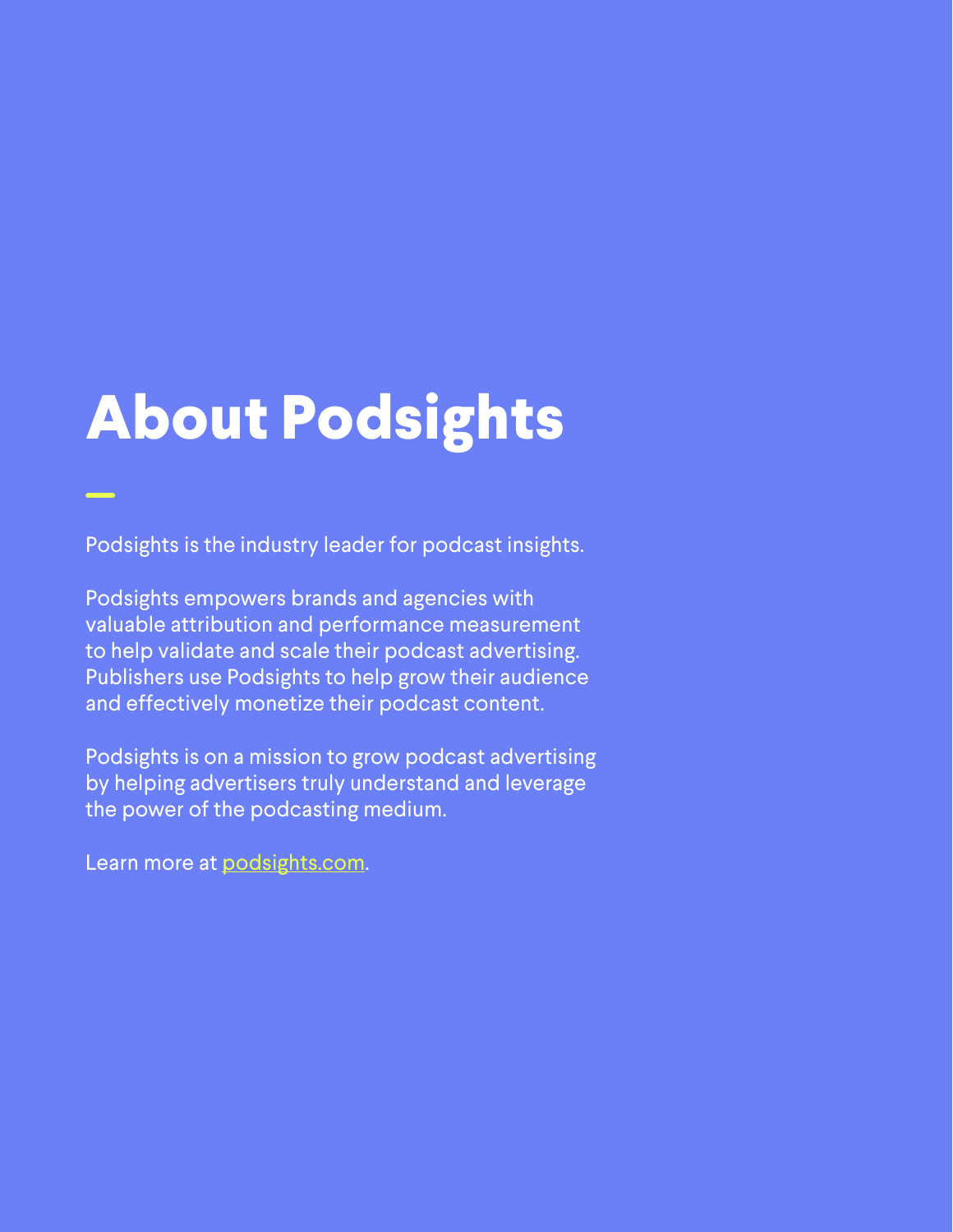# About Podsights

Podsights is the industry leader for podcast insights.

Podsights empowers brands and agencies with valuable attribution and performance measurement to help validate and scale their podcast advertising. Publishers use Podsights to help grow their audience and effectively monetize their podcast content.

Podsights is on a mission to grow podcast advertising by helping advertisers truly understand and leverage the power of the podcasting medium.

Learn more at [podsights.com](https://podsights.com).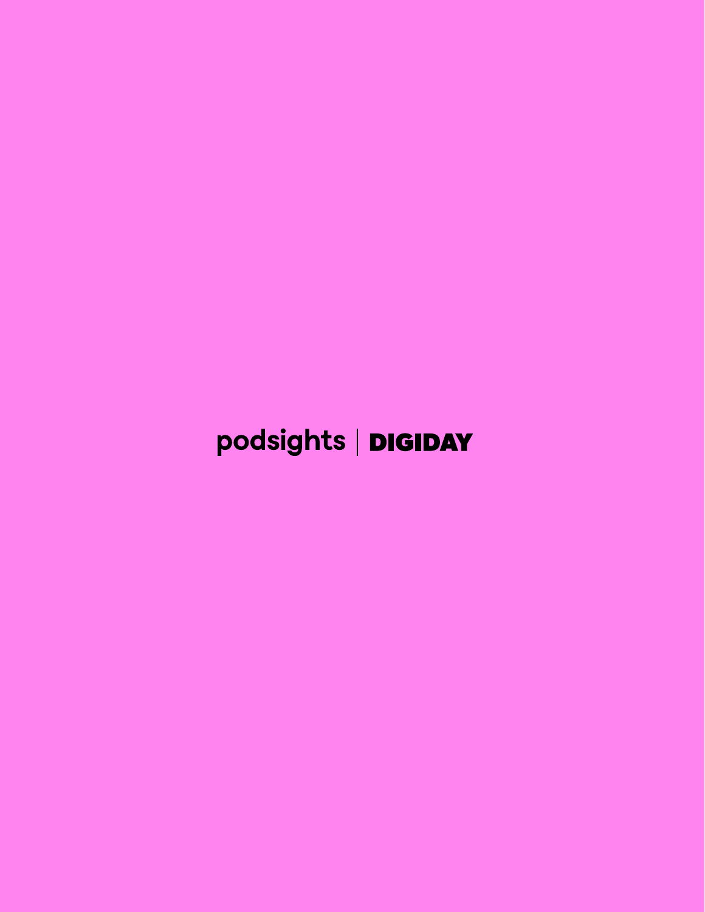podsights | DIGIDAY